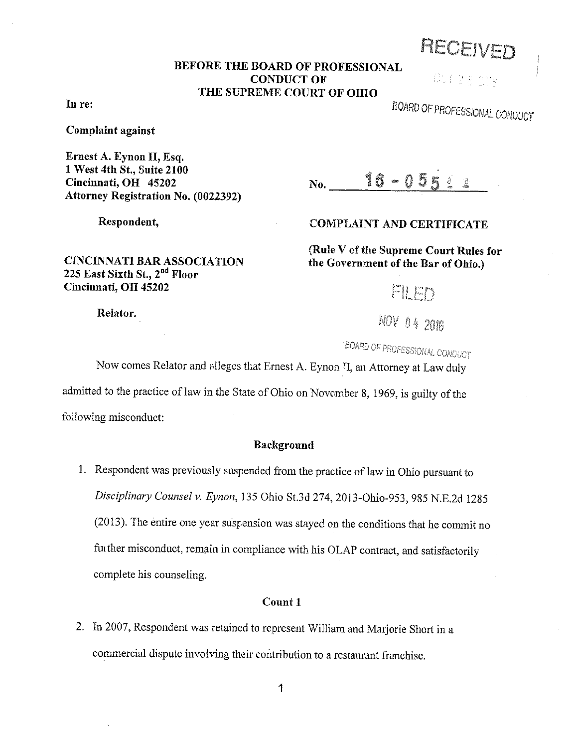RECEIVED

OCT 28 2016

BOARD OF PROFESSIONAL CONDUCT

**BEFORE THE BOARD OF PROFESSIONAL CONDUCT OF THE SUPREME COURT OF OHIO**

**In re:**

**Complaint against**

**Ernest A. Eynon II, Esq.**
**1 West 4th St., Suite 2100**
**Cincinnati, OH 45202**
**Attorney Registration No. (0022392)**

**Respondent,**

**CINCINNATI BAR ASSOCIATION**
**225 East Sixth St., 2nd Floor**
**Cincinnati, OH 45202**

**Relator.**

No. 16 - 055

**COMPLAINT AND CERTIFICATE**

**(Rule V of the Supreme Court Rules for the Government of the Bar of Ohio.)**

FILED

NOV 04 2016

BOARD OF PROFESSIONAL CONDUCT

Now comes Relator and alleges that Ernest A. Eynon II, an Attorney at Law duly admitted to the practice of law in the State of Ohio on November 8, 1969, is guilty of the following misconduct:

**Background**

1. Respondent was previously suspended from the practice of law in Ohio pursuant to *Disciplinary Counsel v. Eynon*, 135 Ohio St.3d 274, 2013-Ohio-953, 985 N.E.2d 1285 (2013). The entire one year suspension was stayed on the conditions that he commit no further misconduct, remain in compliance with his OLAP contract, and satisfactorily complete his counseling.

**Count 1**

2. In 2007, Respondent was retained to represent William and Marjorie Short in a commercial dispute involving their contribution to a restaurant franchise.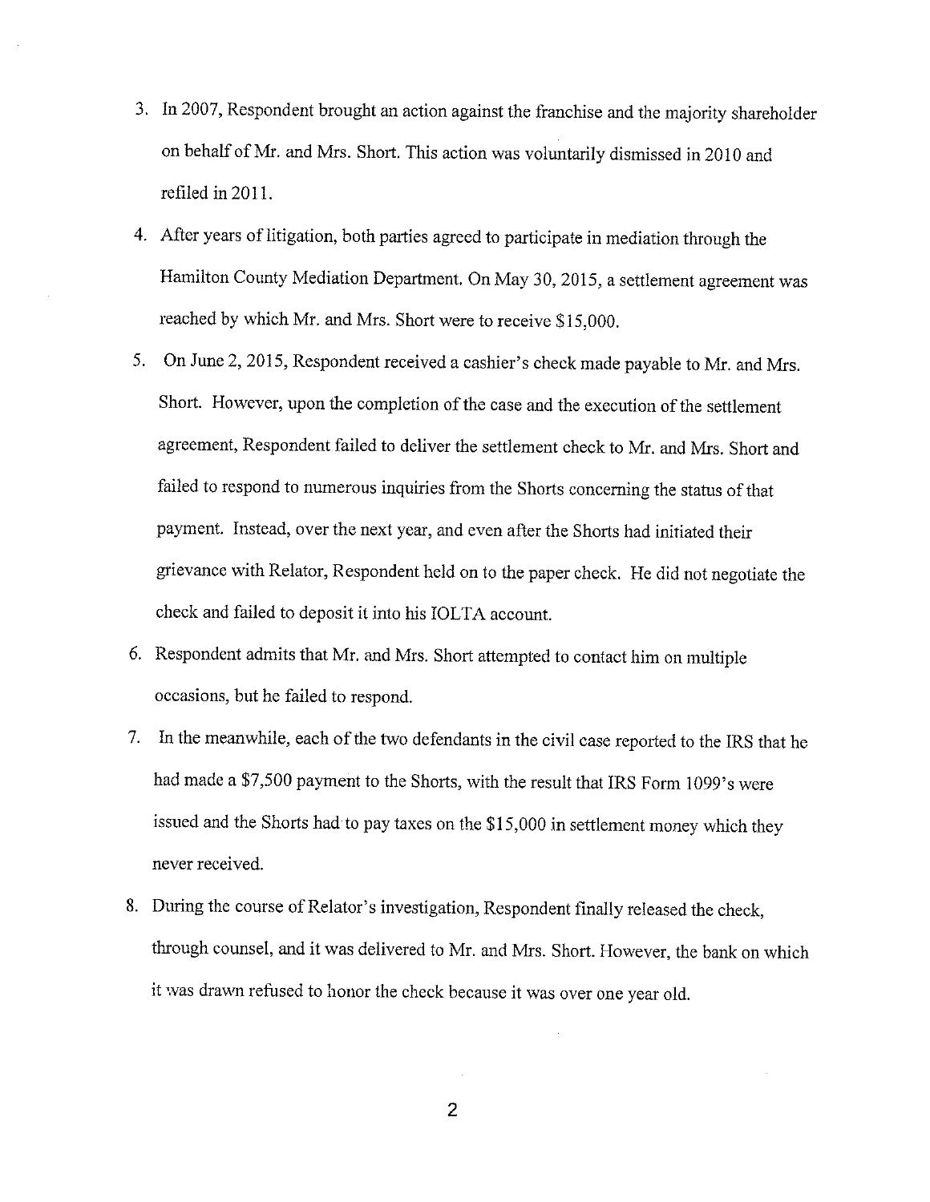3. In 2007, Respondent brought an action against the franchise and the majority shareholder on behalf of Mr. and Mrs. Short. This action was voluntarily dismissed in 2010 and refiled in 2011.

4. After years of litigation, both parties agreed to participate in mediation through the Hamilton County Mediation Department. On May 30, 2015, a settlement agreement was reached by which Mr. and Mrs. Short were to receive $15,000.

5. On June 2, 2015, Respondent received a cashier's check made payable to Mr. and Mrs. Short. However, upon the completion of the case and the execution of the settlement agreement, Respondent failed to deliver the settlement check to Mr. and Mrs. Short and failed to respond to numerous inquiries from the Shorts concerning the status of that payment. Instead, over the next year, and even after the Shorts had initiated their grievance with Relator, Respondent held on to the paper check. He did not negotiate the check and failed to deposit it into his IOLTA account.

6. Respondent admits that Mr. and Mrs. Short attempted to contact him on multiple occasions, but he failed to respond.

7. In the meanwhile, each of the two defendants in the civil case reported to the IRS that he had made a $7,500 payment to the Shorts, with the result that IRS Form 1099's were issued and the Shorts had to pay taxes on the $15,000 in settlement money which they never received.

8. During the course of Relator's investigation, Respondent finally released the check, through counsel, and it was delivered to Mr. and Mrs. Short. However, the bank on which it was drawn refused to honor the check because it was over one year old.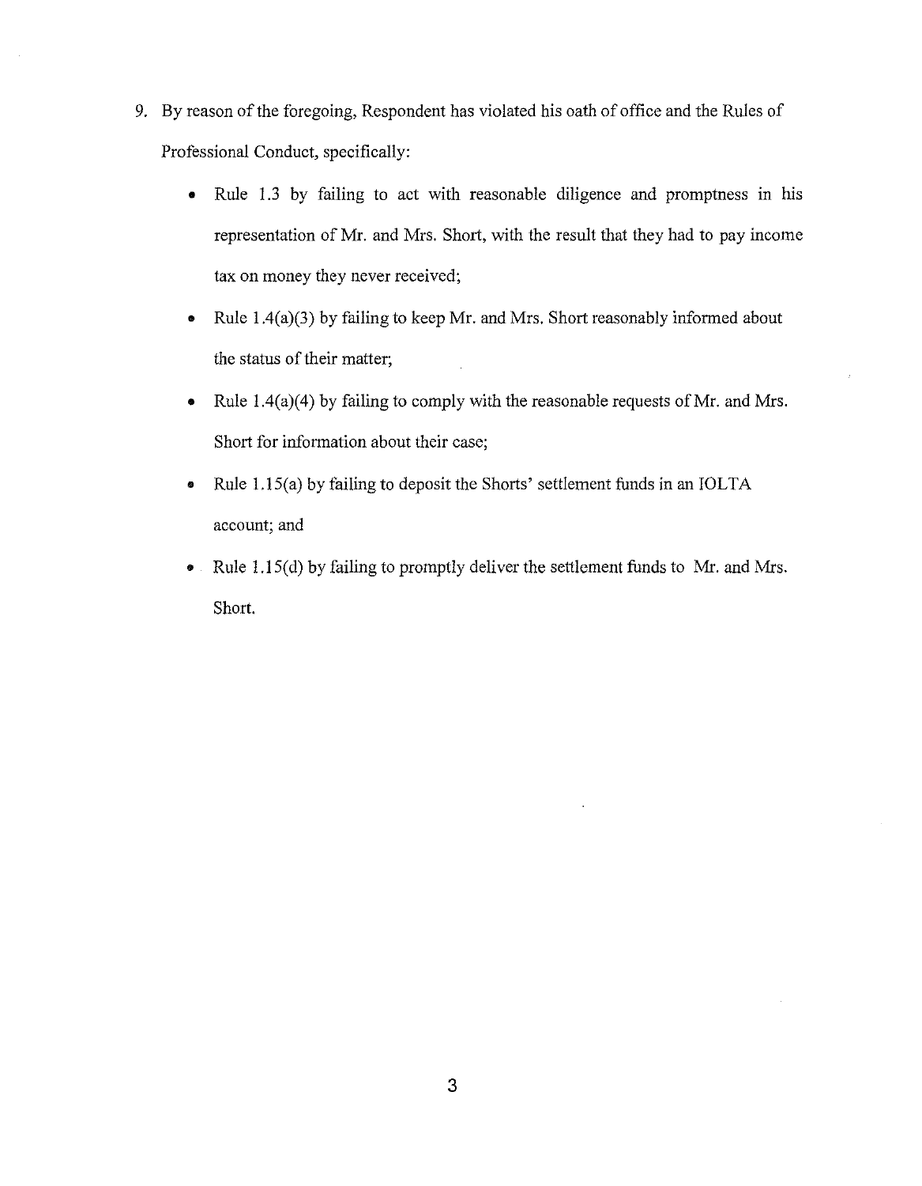9. By reason of the foregoing, Respondent has violated his oath of office and the Rules of Professional Conduct, specifically:

   - Rule 1.3 by failing to act with reasonable diligence and promptness in his representation of Mr. and Mrs. Short, with the result that they had to pay income tax on money they never received;
   - Rule 1.4(a)(3) by failing to keep Mr. and Mrs. Short reasonably informed about the status of their matter;
   - Rule 1.4(a)(4) by failing to comply with the reasonable requests of Mr. and Mrs. Short for information about their case;
   - Rule 1.15(a) by failing to deposit the Shorts' settlement funds in an IOLTA account; and
   - Rule 1.15(d) by failing to promptly deliver the settlement funds to Mr. and Mrs. Short.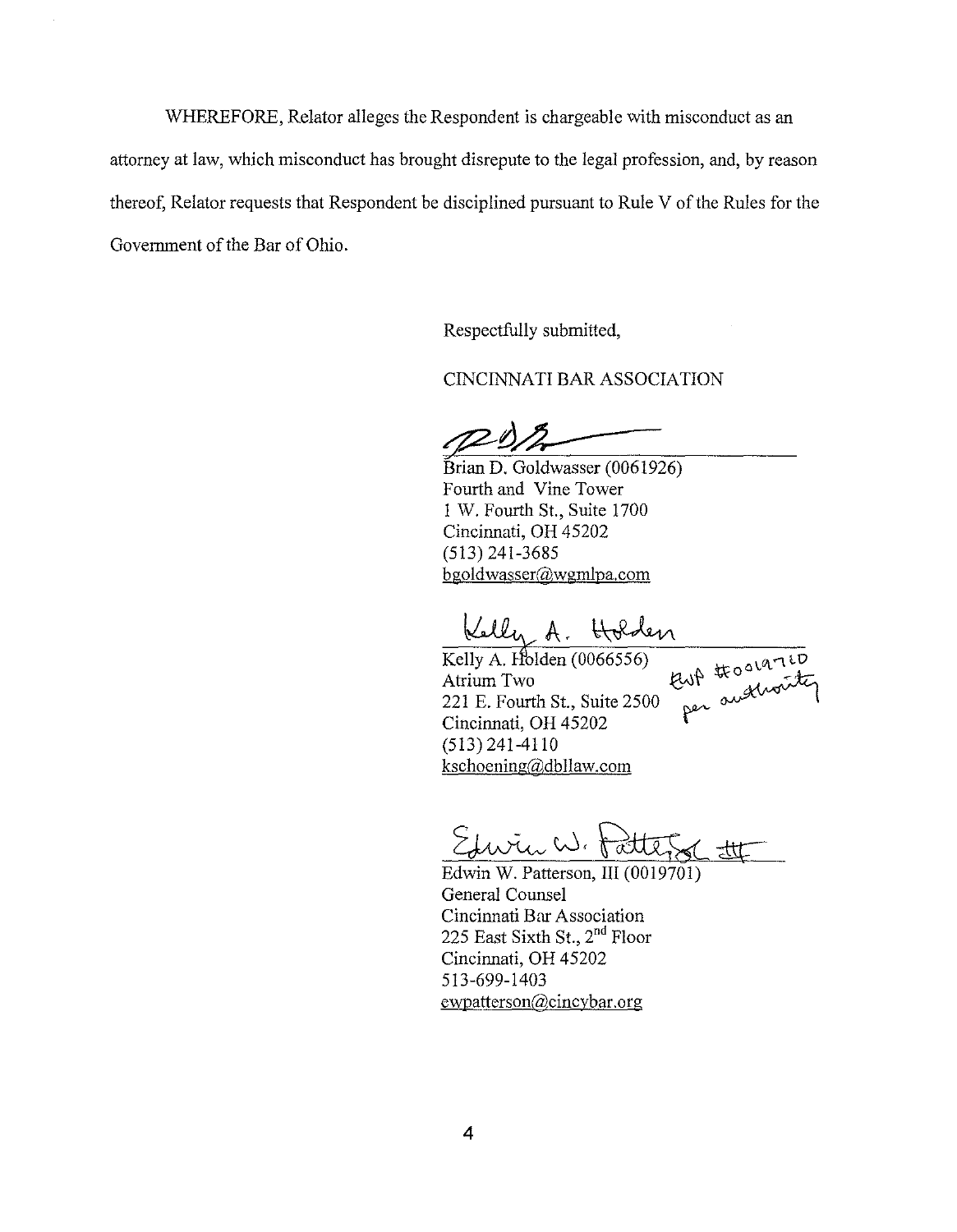WHEREFORE, Relator alleges the Respondent is chargeable with misconduct as an attorney at law, which misconduct has brought disrepute to the legal profession, and, by reason thereof, Relator requests that Respondent be disciplined pursuant to Rule V of the Rules for the Government of the Bar of Ohio.

Respectfully submitted,

CINCINNATI BAR ASSOCIATION

Brian D. Goldwasser (0061926)
Fourth and Vine Tower
1 W. Fourth St., Suite 1700
Cincinnati, OH 45202
(513) 241-3685
bgoldwasser@wgmlpa.com

Kelly A. Holden

Kelly A. Holden (0066556)
Atrium Two
221 E. Fourth St., Suite 2500
Cincinnati, OH 45202
(513) 241-4110
kschoening@dbllaw.com

EWP #0019701 per authority

Edwin W. Patterson III

Edwin W. Patterson, III (0019701)
General Counsel
Cincinnati Bar Association
225 East Sixth St., 2nd Floor
Cincinnati, OH 45202
513-699-1403
ewpatterson@cincybar.org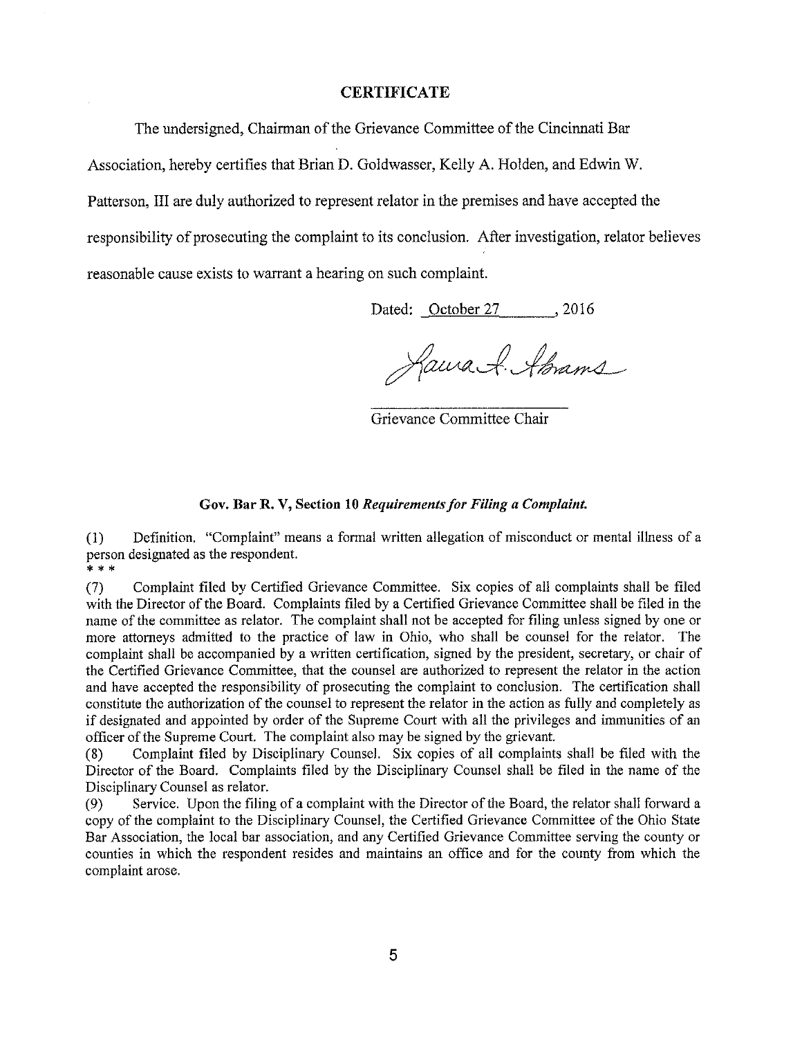## CERTIFICATE

The undersigned, Chairman of the Grievance Committee of the Cincinnati Bar Association, hereby certifies that Brian D. Goldwasser, Kelly A. Holden, and Edwin W. Patterson, III are duly authorized to represent relator in the premises and have accepted the responsibility of prosecuting the complaint to its conclusion. After investigation, relator believes reasonable cause exists to warrant a hearing on such complaint.

Dated: October 27, 2016

Laura A. Abrams

Grievance Committee Chair

**Gov. Bar R. V, Section 10** ***Requirements for Filing a Complaint.***

(1) Definition. "Complaint" means a formal written allegation of misconduct or mental illness of a person designated as the respondent.

\* \* \*

(7) Complaint filed by Certified Grievance Committee. Six copies of all complaints shall be filed with the Director of the Board. Complaints filed by a Certified Grievance Committee shall be filed in the name of the committee as relator. The complaint shall not be accepted for filing unless signed by one or more attorneys admitted to the practice of law in Ohio, who shall be counsel for the relator. The complaint shall be accompanied by a written certification, signed by the president, secretary, or chair of the Certified Grievance Committee, that the counsel are authorized to represent the relator in the action and have accepted the responsibility of prosecuting the complaint to conclusion. The certification shall constitute the authorization of the counsel to represent the relator in the action as fully and completely as if designated and appointed by order of the Supreme Court with all the privileges and immunities of an officer of the Supreme Court. The complaint also may be signed by the grievant.

(8) Complaint filed by Disciplinary Counsel. Six copies of all complaints shall be filed with the Director of the Board. Complaints filed by the Disciplinary Counsel shall be filed in the name of the Disciplinary Counsel as relator.

(9) Service. Upon the filing of a complaint with the Director of the Board, the relator shall forward a copy of the complaint to the Disciplinary Counsel, the Certified Grievance Committee of the Ohio State Bar Association, the local bar association, and any Certified Grievance Committee serving the county or counties in which the respondent resides and maintains an office and for the county from which the complaint arose.